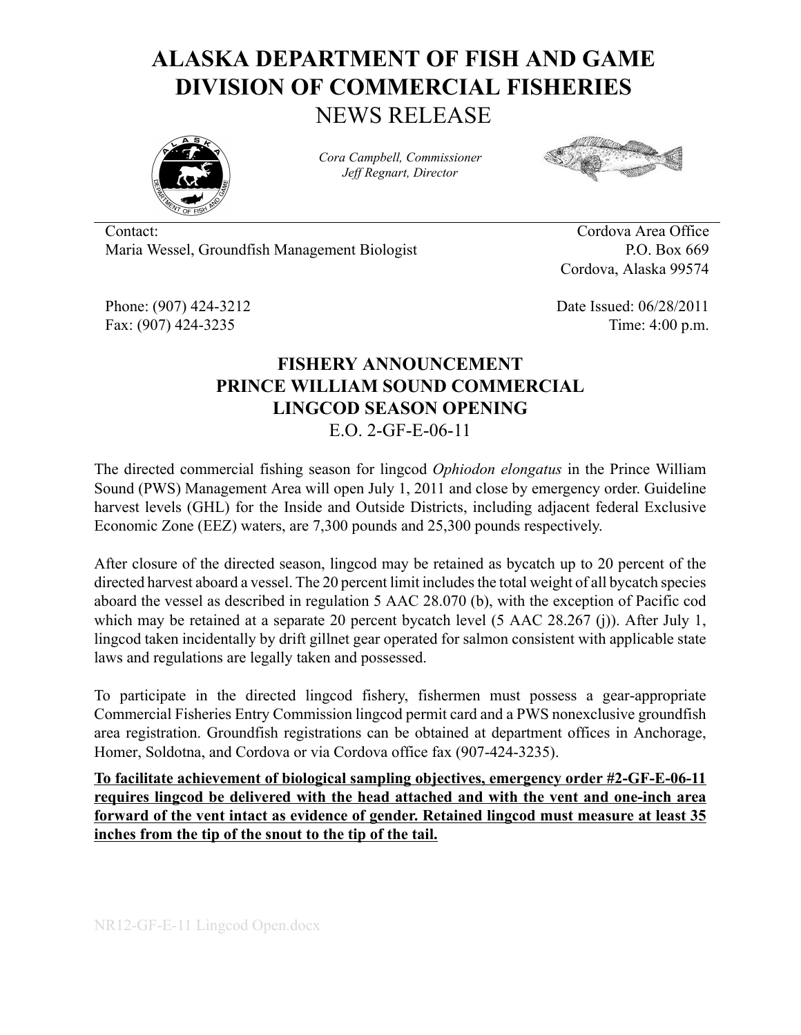# ALASKA DEPARTMENT OF FISH AND GAME
# DIVISION OF COMMERCIAL FISHERIES
## NEWS RELEASE

*Cora Campbell, Commissioner*
*Jeff Regnart, Director*

Contact:
Maria Wessel, Groundfish Management Biologist

Cordova Area Office
P.O. Box 669
Cordova, Alaska 99574

Phone: (907) 424-3212
Fax: (907) 424-3235

Date Issued: 06/28/2011
Time: 4:00 p.m.

### FISHERY ANNOUNCEMENT
### PRINCE WILLIAM SOUND COMMERCIAL
### LINGCOD SEASON OPENING
E.O. 2-GF-E-06-11

The directed commercial fishing season for lingcod *Ophiodon elongatus* in the Prince William Sound (PWS) Management Area will open July 1, 2011 and close by emergency order. Guideline harvest levels (GHL) for the Inside and Outside Districts, including adjacent federal Exclusive Economic Zone (EEZ) waters, are 7,300 pounds and 25,300 pounds respectively.

After closure of the directed season, lingcod may be retained as bycatch up to 20 percent of the directed harvest aboard a vessel. The 20 percent limit includes the total weight of all bycatch species aboard the vessel as described in regulation 5 AAC 28.070 (b), with the exception of Pacific cod which may be retained at a separate 20 percent bycatch level (5 AAC 28.267 (j)). After July 1, lingcod taken incidentally by drift gillnet gear operated for salmon consistent with applicable state laws and regulations are legally taken and possessed.

To participate in the directed lingcod fishery, fishermen must possess a gear-appropriate Commercial Fisheries Entry Commission lingcod permit card and a PWS nonexclusive groundfish area registration. Groundfish registrations can be obtained at department offices in Anchorage, Homer, Soldotna, and Cordova or via Cordova office fax (907-424-3235).

**To facilitate achievement of biological sampling objectives, emergency order #2-GF-E-06-11 requires lingcod be delivered with the head attached and with the vent and one-inch area forward of the vent intact as evidence of gender. Retained lingcod must measure at least 35 inches from the tip of the snout to the tip of the tail.**

NR12-GF-E-11 Lingcod Open.docx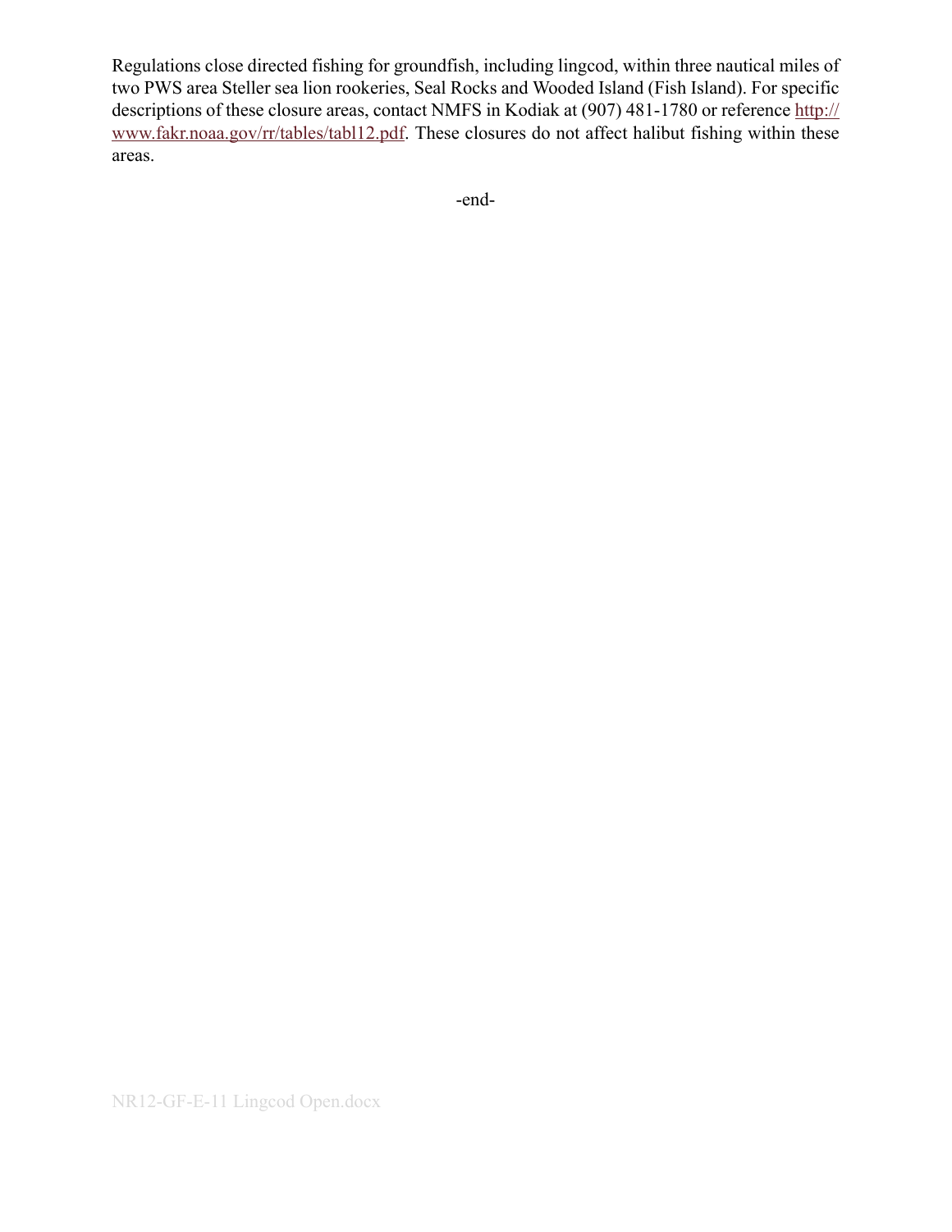Regulations close directed fishing for groundfish, including lingcod, within three nautical miles of two PWS area Steller sea lion rookeries, Seal Rocks and Wooded Island (Fish Island). For specific descriptions of these closure areas, contact NMFS in Kodiak at (907) 481-1780 or reference [http://www.fakr.noaa.gov/rr/tables/tabl12.pdf](http://www.fakr.noaa.gov/rr/tables/tabl12.pdf). These closures do not affect halibut fishing within these areas.

-end-